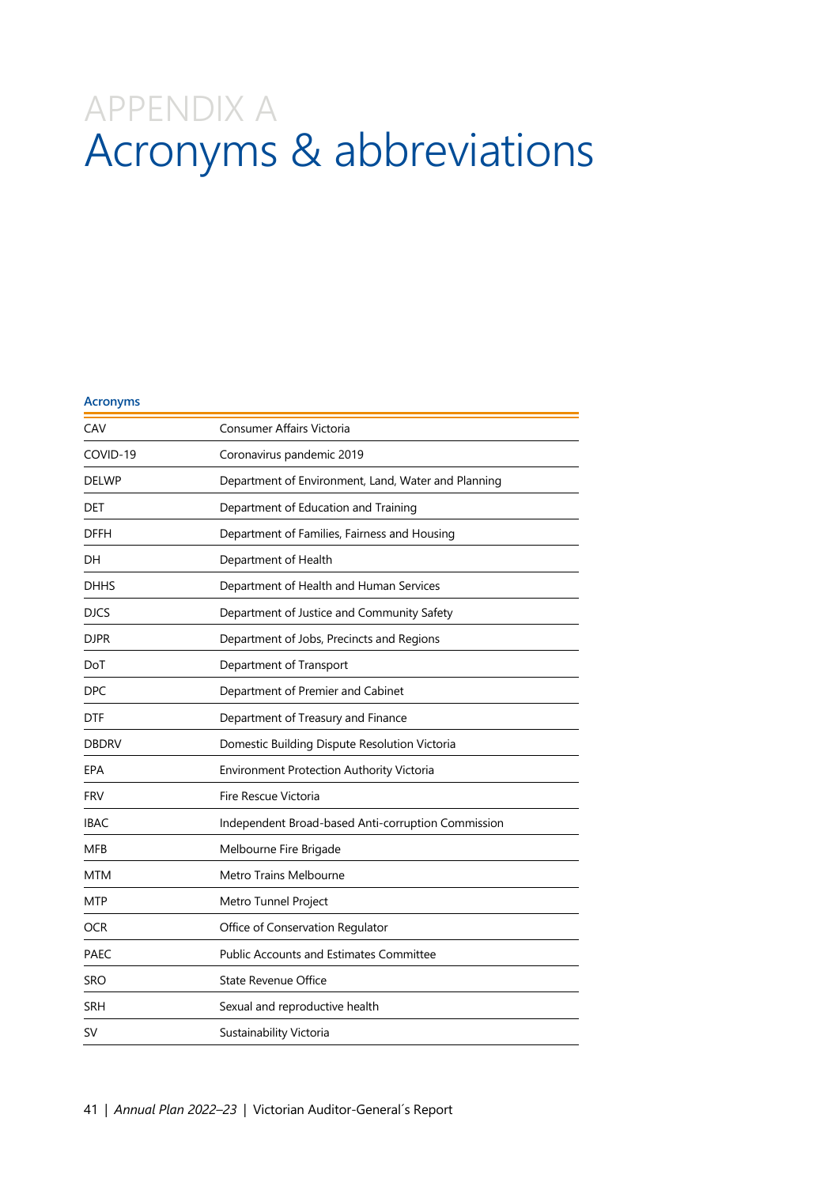# APPENDIX A
# Acronyms & abbreviations

**Acronyms**

| | |
|---|---|
| CAV | Consumer Affairs Victoria |
| COVID-19 | Coronavirus pandemic 2019 |
| DELWP | Department of Environment, Land, Water and Planning |
| DET | Department of Education and Training |
| DFFH | Department of Families, Fairness and Housing |
| DH | Department of Health |
| DHHS | Department of Health and Human Services |
| DJCS | Department of Justice and Community Safety |
| DJPR | Department of Jobs, Precincts and Regions |
| DoT | Department of Transport |
| DPC | Department of Premier and Cabinet |
| DTF | Department of Treasury and Finance |
| DBDRV | Domestic Building Dispute Resolution Victoria |
| EPA | Environment Protection Authority Victoria |
| FRV | Fire Rescue Victoria |
| IBAC | Independent Broad-based Anti-corruption Commission |
| MFB | Melbourne Fire Brigade |
| MTM | Metro Trains Melbourne |
| MTP | Metro Tunnel Project |
| OCR | Office of Conservation Regulator |
| PAEC | Public Accounts and Estimates Committee |
| SRO | State Revenue Office |
| SRH | Sexual and reproductive health |
| SV | Sustainability Victoria |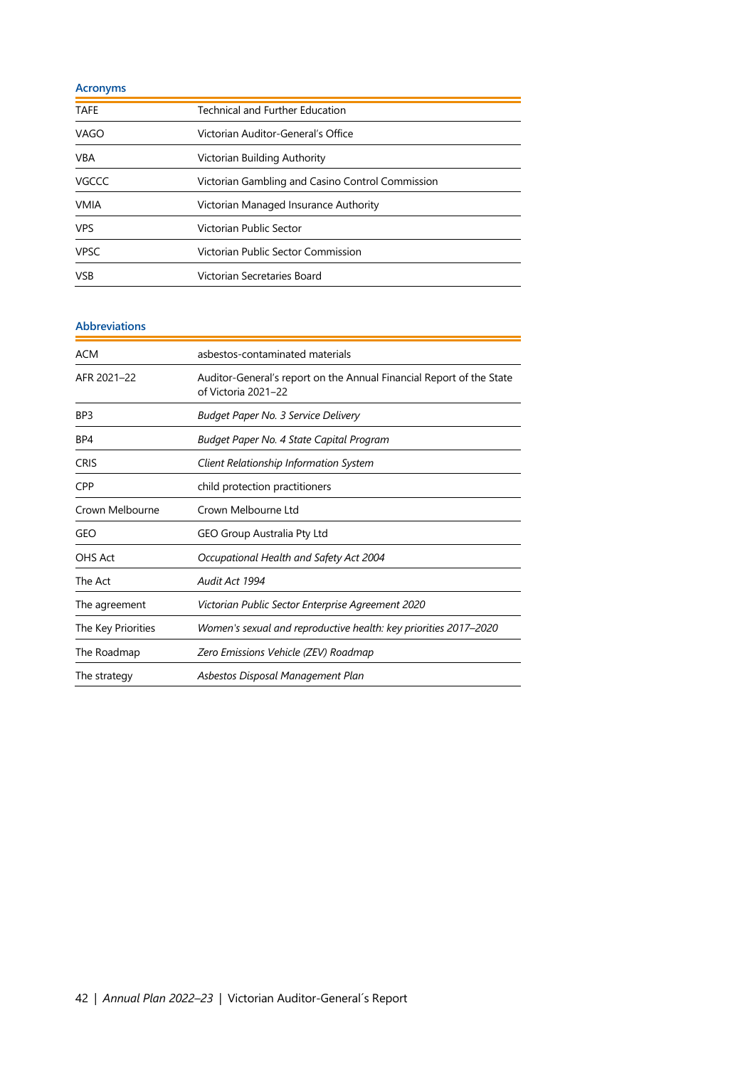### Acronyms

| | |
|---|---|
| TAFE | Technical and Further Education |
| VAGO | Victorian Auditor-General's Office |
| VBA | Victorian Building Authority |
| VGCCC | Victorian Gambling and Casino Control Commission |
| VMIA | Victorian Managed Insurance Authority |
| VPS | Victorian Public Sector |
| VPSC | Victorian Public Sector Commission |
| VSB | Victorian Secretaries Board |

### Abbreviations

| | |
|---|---|
| ACM | asbestos-contaminated materials |
| AFR 2021–22 | Auditor-General's report on the Annual Financial Report of the State of Victoria 2021–22 |
| BP3 | *Budget Paper No. 3 Service Delivery* |
| BP4 | *Budget Paper No. 4 State Capital Program* |
| CRIS | *Client Relationship Information System* |
| CPP | child protection practitioners |
| Crown Melbourne | Crown Melbourne Ltd |
| GEO | GEO Group Australia Pty Ltd |
| OHS Act | *Occupational Health and Safety Act 2004* |
| The Act | *Audit Act 1994* |
| The agreement | *Victorian Public Sector Enterprise Agreement 2020* |
| The Key Priorities | *Women's sexual and reproductive health: key priorities 2017–2020* |
| The Roadmap | *Zero Emissions Vehicle (ZEV) Roadmap* |
| The strategy | *Asbestos Disposal Management Plan* |